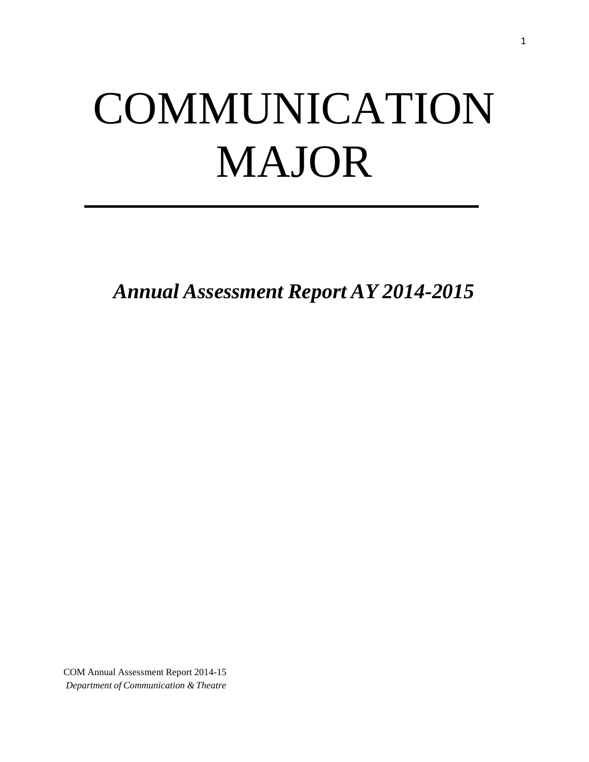# COMMUNICATION MAJOR

---

***Annual Assessment Report AY 2014-2015***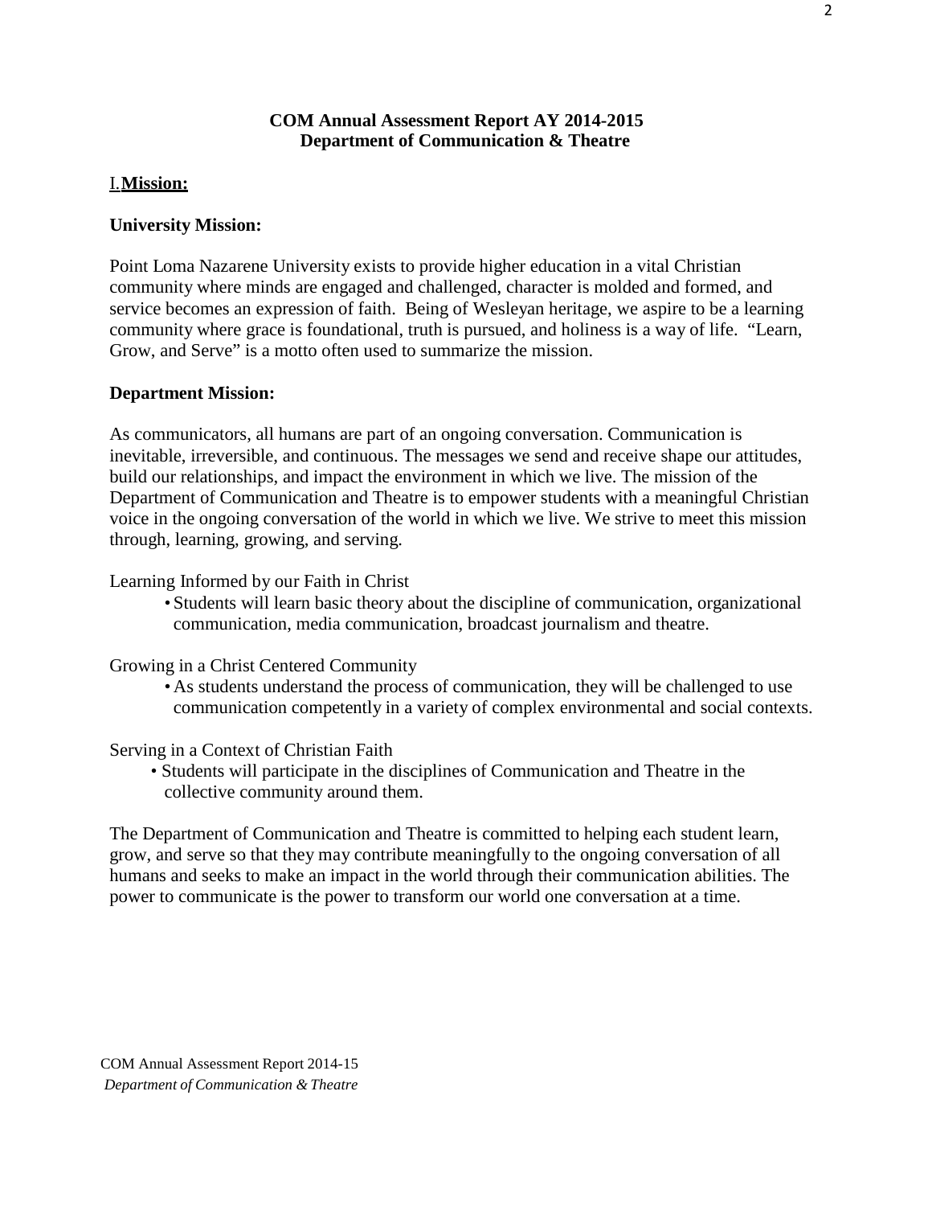**COM Annual Assessment Report AY 2014-2015**
**Department of Communication & Theatre**

## I. Mission:

### University Mission:

Point Loma Nazarene University exists to provide higher education in a vital Christian community where minds are engaged and challenged, character is molded and formed, and service becomes an expression of faith. Being of Wesleyan heritage, we aspire to be a learning community where grace is foundational, truth is pursued, and holiness is a way of life. "Learn, Grow, and Serve" is a motto often used to summarize the mission.

### Department Mission:

As communicators, all humans are part of an ongoing conversation. Communication is inevitable, irreversible, and continuous. The messages we send and receive shape our attitudes, build our relationships, and impact the environment in which we live. The mission of the Department of Communication and Theatre is to empower students with a meaningful Christian voice in the ongoing conversation of the world in which we live. We strive to meet this mission through, learning, growing, and serving.

Learning Informed by our Faith in Christ

- Students will learn basic theory about the discipline of communication, organizational communication, media communication, broadcast journalism and theatre.

Growing in a Christ Centered Community

- As students understand the process of communication, they will be challenged to use communication competently in a variety of complex environmental and social contexts.

Serving in a Context of Christian Faith

- Students will participate in the disciplines of Communication and Theatre in the collective community around them.

The Department of Communication and Theatre is committed to helping each student learn, grow, and serve so that they may contribute meaningfully to the ongoing conversation of all humans and seeks to make an impact in the world through their communication abilities. The power to communicate is the power to transform our world one conversation at a time.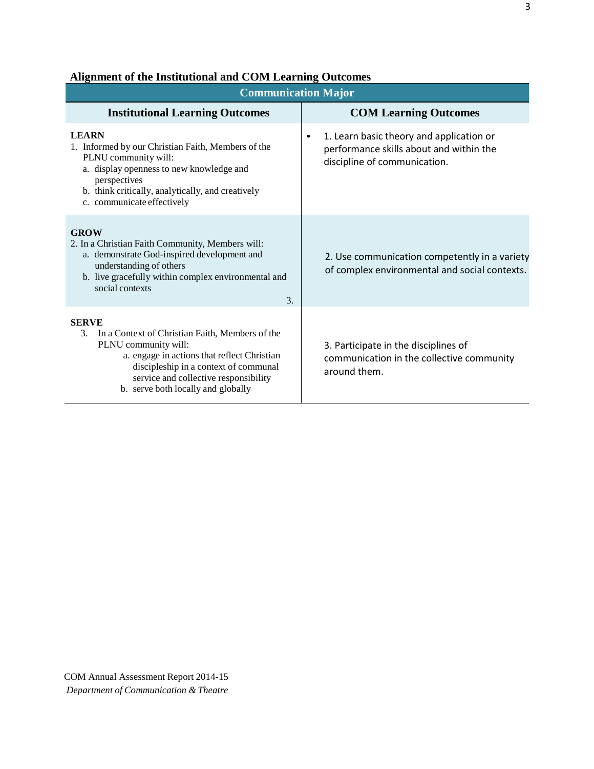**Alignment of the Institutional and COM Learning Outcomes**

| Communication Major | |
|---|---|
| **Institutional Learning Outcomes** | **COM Learning Outcomes** |
| **LEARN**<br>1. Informed by our Christian Faith, Members of the PLNU community will:<br>a. display openness to new knowledge and perspectives<br>b. think critically, analytically, and creatively<br>c. communicate effectively | • 1. Learn basic theory and application or performance skills about and within the discipline of communication. |
| **GROW**<br>2. In a Christian Faith Community, Members will:<br>a. demonstrate God-inspired development and understanding of others<br>b. live gracefully within complex environmental and social contexts<br>3. | 2. Use communication competently in a variety of complex environmental and social contexts. |
| **SERVE**<br>3. In a Context of Christian Faith, Members of the PLNU community will:<br>a. engage in actions that reflect Christian discipleship in a context of communal service and collective responsibility<br>b. serve both locally and globally | 3. Participate in the disciplines of communication in the collective community around them. |

COM Annual Assessment Report 2014-15
*Department of Communication & Theatre*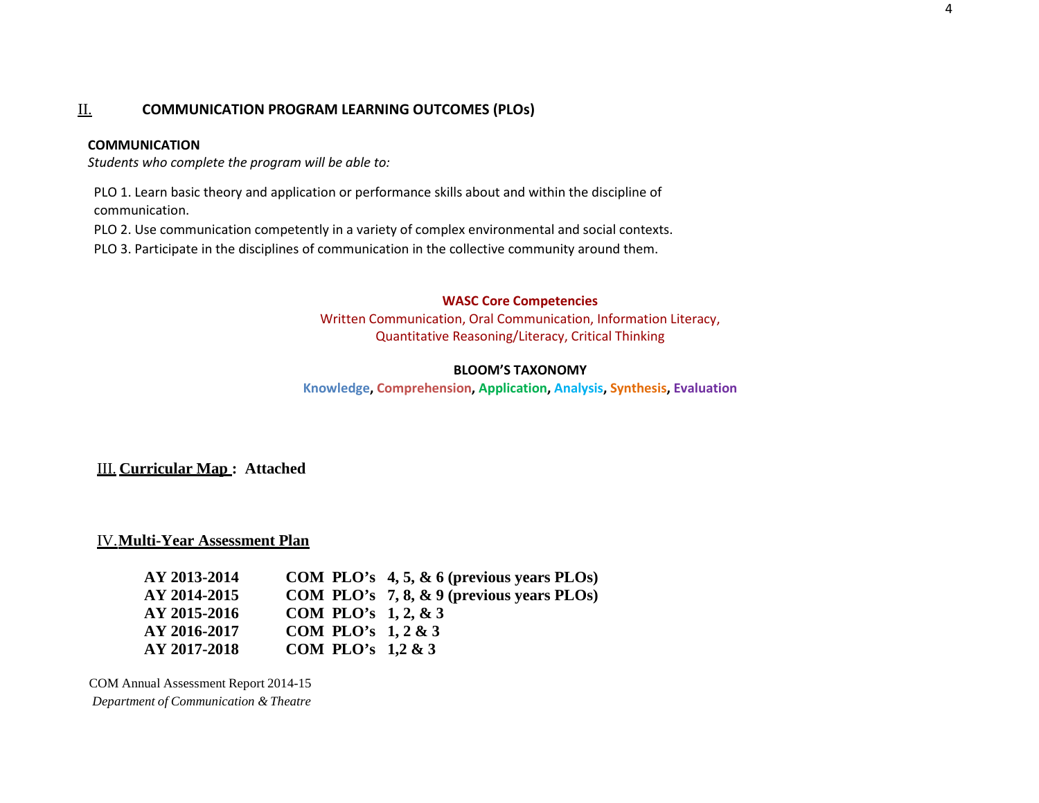## II. COMMUNICATION PROGRAM LEARNING OUTCOMES (PLOs)

**COMMUNICATION**

*Students who complete the program will be able to:*

PLO 1. Learn basic theory and application or performance skills about and within the discipline of communication.

PLO 2. Use communication competently in a variety of complex environmental and social contexts.

PLO 3. Participate in the disciplines of communication in the collective community around them.

**WASC Core Competencies**

Written Communication, Oral Communication, Information Literacy, Quantitative Reasoning/Literacy, Critical Thinking

**BLOOM'S TAXONOMY**

**Knowledge, Comprehension, Application, Analysis, Synthesis, Evaluation**

## III. Curricular Map : Attached

## IV. Multi-Year Assessment Plan

| | |
|---|---|
| **AY 2013-2014** | **COM PLO's 4, 5, & 6 (previous years PLOs)** |
| **AY 2014-2015** | **COM PLO's 7, 8, & 9 (previous years PLOs)** |
| **AY 2015-2016** | **COM PLO's 1, 2, & 3** |
| **AY 2016-2017** | **COM PLO's 1, 2 & 3** |
| **AY 2017-2018** | **COM PLO's 1,2 & 3** |

COM Annual Assessment Report 2014-15

*Department of Communication & Theatre*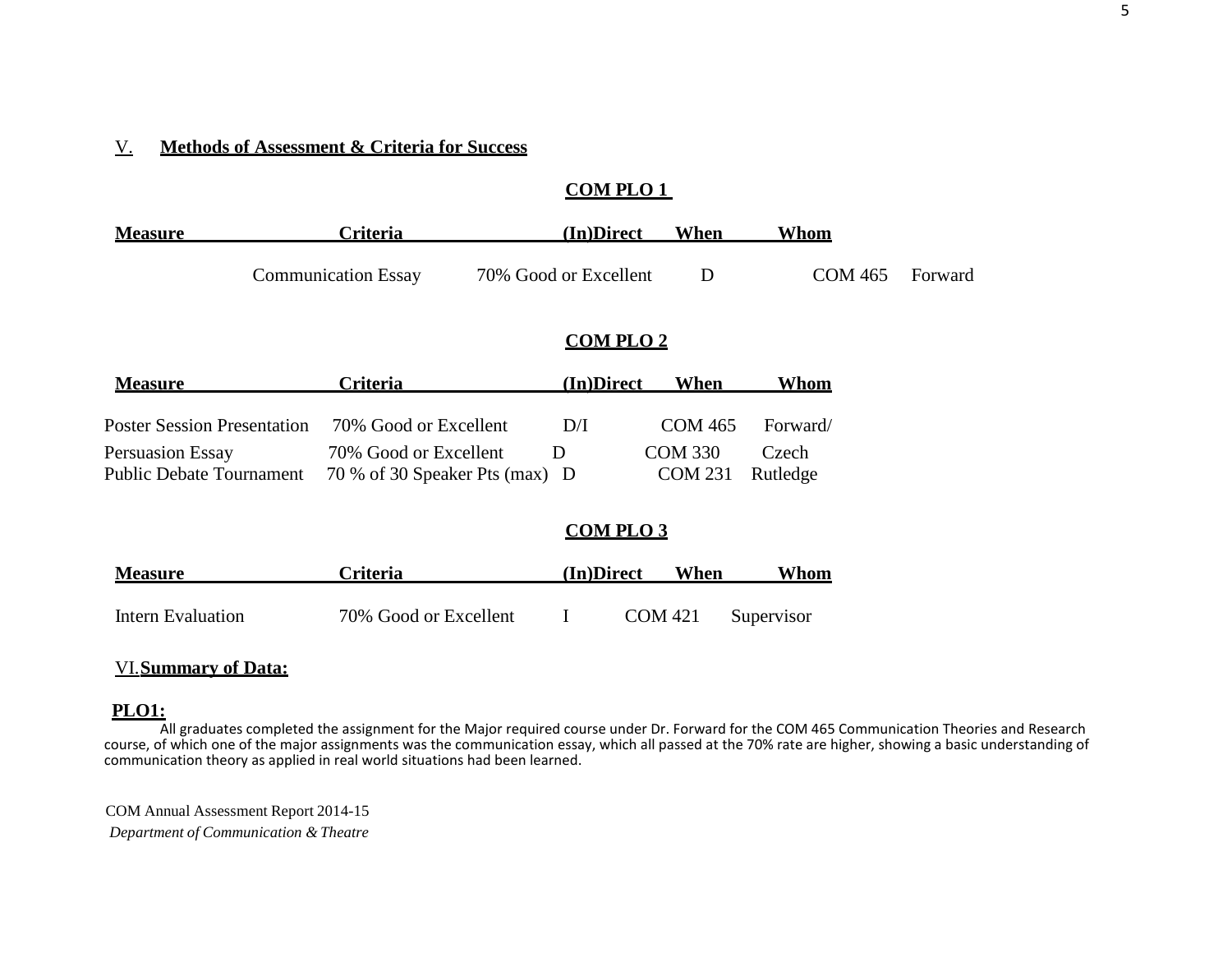## V. Methods of Assessment & Criteria for Success

### COM PLO 1

| Measure | Criteria | (In)Direct | When | Whom |
|---|---|---|---|---|
| Communication Essay | 70% Good or Excellent | D | COM 465 | Forward |

### COM PLO 2

| Measure | Criteria | (In)Direct | When | Whom |
|---|---|---|---|---|
| Poster Session Presentation | 70% Good or Excellent | D/I | COM 465 | Forward/ |
| Persuasion Essay | 70% Good or Excellent | D | COM 330 | Czech |
| Public Debate Tournament | 70 % of 30 Speaker Pts (max) | D | COM 231 | Rutledge |

### COM PLO 3

| Measure | Criteria | (In)Direct | When | Whom |
|---|---|---|---|---|
| Intern Evaluation | 70% Good or Excellent | I | COM 421 | Supervisor |

## VI. Summary of Data:

**PLO1:**

All graduates completed the assignment for the Major required course under Dr. Forward for the COM 465 Communication Theories and Research course, of which one of the major assignments was the communication essay, which all passed at the 70% rate are higher, showing a basic understanding of communication theory as applied in real world situations had been learned.

COM Annual Assessment Report 2014-15
*Department of Communication & Theatre*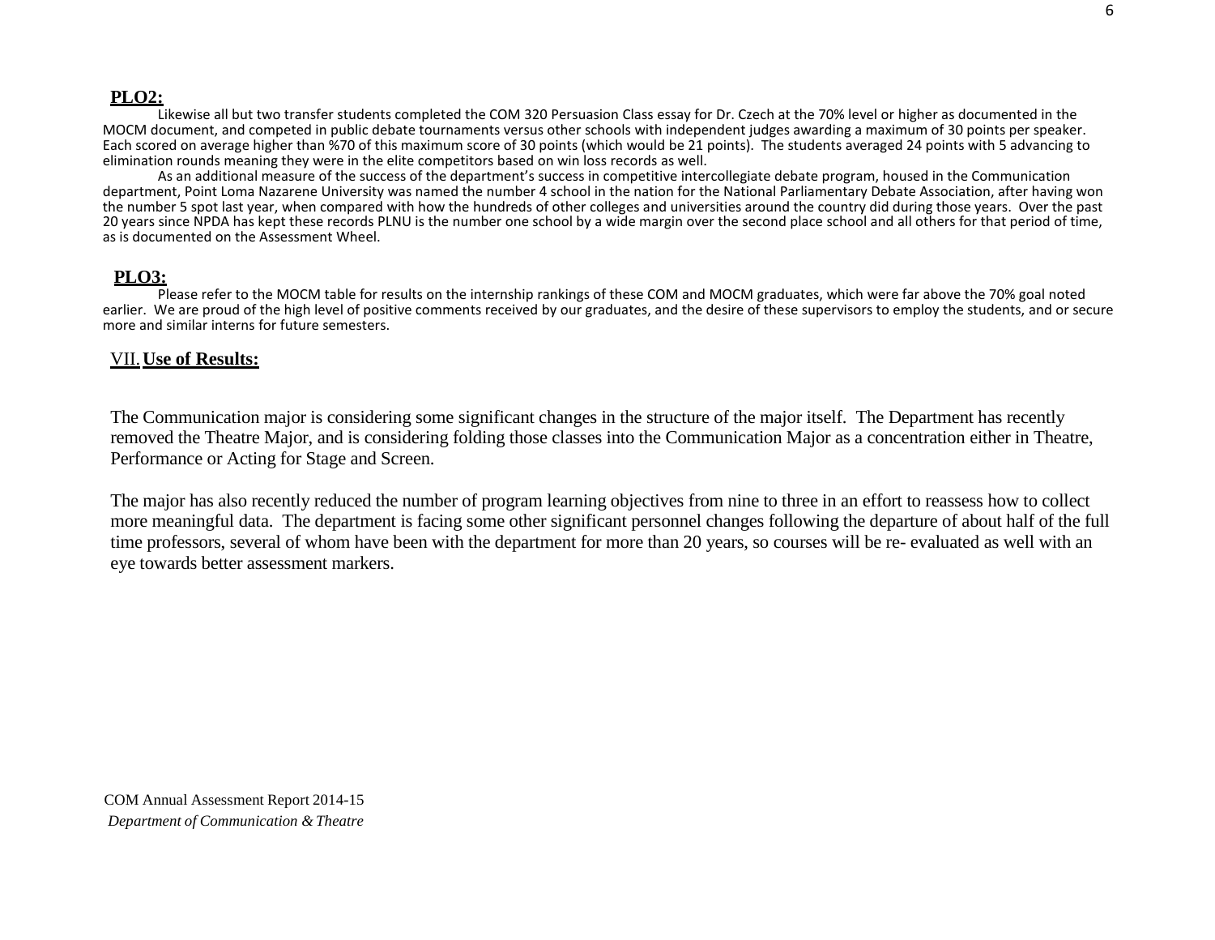**PLO2:**

Likewise all but two transfer students completed the COM 320 Persuasion Class essay for Dr. Czech at the 70% level or higher as documented in the MOCM document, and competed in public debate tournaments versus other schools with independent judges awarding a maximum of 30 points per speaker. Each scored on average higher than %70 of this maximum score of 30 points (which would be 21 points). The students averaged 24 points with 5 advancing to elimination rounds meaning they were in the elite competitors based on win loss records as well.

As an additional measure of the success of the department's success in competitive intercollegiate debate program, housed in the Communication department, Point Loma Nazarene University was named the number 4 school in the nation for the National Parliamentary Debate Association, after having won the number 5 spot last year, when compared with how the hundreds of other colleges and universities around the country did during those years. Over the past 20 years since NPDA has kept these records PLNU is the number one school by a wide margin over the second place school and all others for that period of time, as is documented on the Assessment Wheel.

**PLO3:**

Please refer to the MOCM table for results on the internship rankings of these COM and MOCM graduates, which were far above the 70% goal noted earlier. We are proud of the high level of positive comments received by our graduates, and the desire of these supervisors to employ the students, and or secure more and similar interns for future semesters.

## VII. Use of Results:

The Communication major is considering some significant changes in the structure of the major itself. The Department has recently removed the Theatre Major, and is considering folding those classes into the Communication Major as a concentration either in Theatre, Performance or Acting for Stage and Screen.

The major has also recently reduced the number of program learning objectives from nine to three in an effort to reassess how to collect more meaningful data. The department is facing some other significant personnel changes following the departure of about half of the full time professors, several of whom have been with the department for more than 20 years, so courses will be re- evaluated as well with an eye towards better assessment markers.